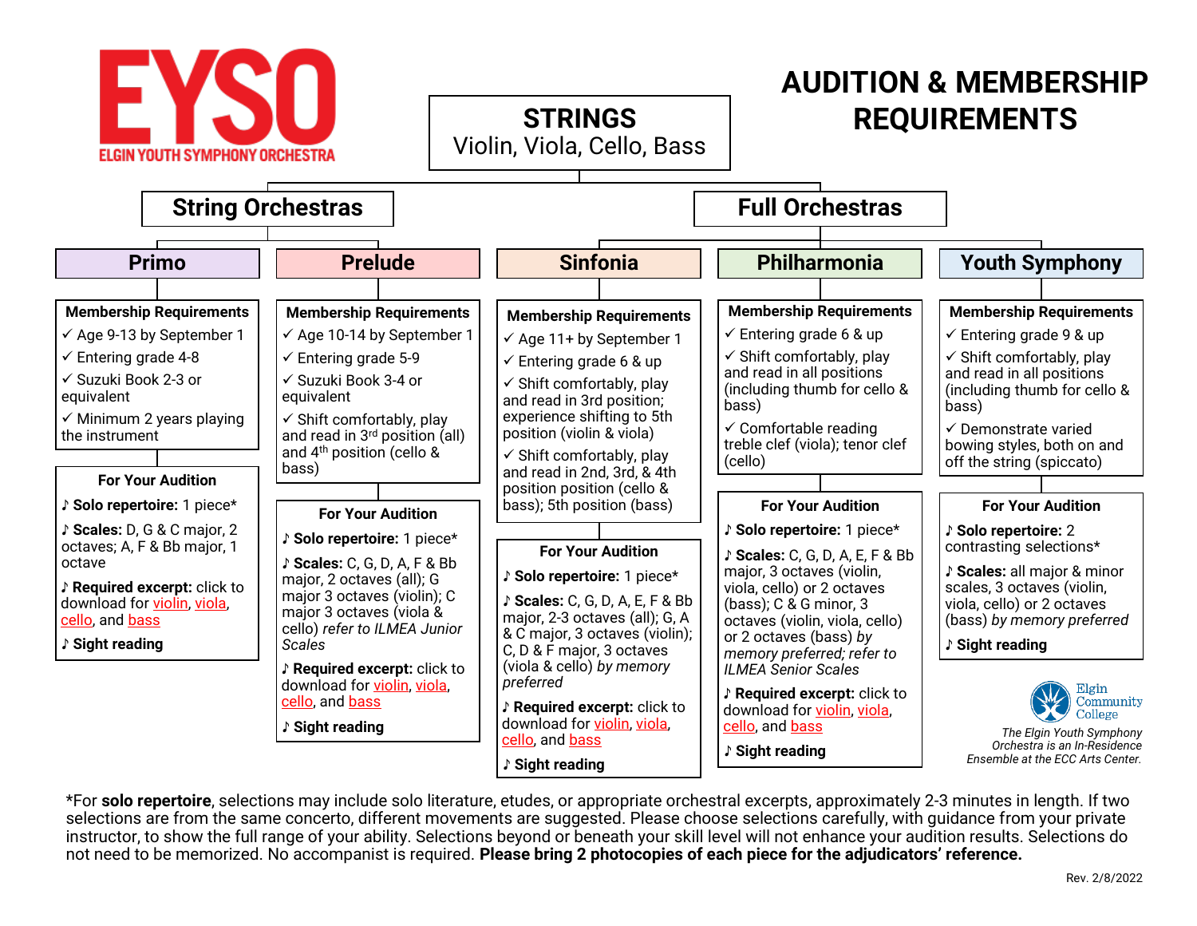# EYSO
ELGIN YOUTH SYMPHONY ORCHESTRA

# AUDITION & MEMBERSHIP REQUIREMENTS

## STRINGS
Violin, Viola, Cello, Bass

## String Orchestras

### Primo

**Membership Requirements**

- ✓ Age 9-13 by September 1
- ✓ Entering grade 4-8
- ✓ Suzuki Book 2-3 or equivalent
- ✓ Minimum 2 years playing the instrument

**For Your Audition**

- ♪ **Solo repertoire:** 1 piece*
- ♪ **Scales:** D, G & C major, 2 octaves; A, F & Bb major, 1 octave
- ♪ **Required excerpt:** click to download for violin, viola, cello, and bass
- ♪ **Sight reading**

### Prelude

**Membership Requirements**

- ✓ Age 10-14 by September 1
- ✓ Entering grade 5-9
- ✓ Suzuki Book 3-4 or equivalent
- ✓ Shift comfortably, play and read in 3rd position (all) and 4th position (cello & bass)

**For Your Audition**

- ♪ **Solo repertoire:** 1 piece*
- ♪ **Scales:** C, G, D, A, F & Bb major, 2 octaves (all); G major 3 octaves (violin); C major 3 octaves (viola & cello) *refer to ILMEA Junior Scales*
- ♪ **Required excerpt:** click to download for violin, viola, cello, and bass
- ♪ **Sight reading**

## Full Orchestras

### Sinfonia

**Membership Requirements**

- ✓ Age 11+ by September 1
- ✓ Entering grade 6 & up
- ✓ Shift comfortably, play and read in 3rd position; experience shifting to 5th position (violin & viola)
- ✓ Shift comfortably, play and read in 2nd, 3rd, & 4th position position (cello & bass); 5th position (bass)

**For Your Audition**

- ♪ **Solo repertoire:** 1 piece*
- ♪ **Scales:** C, G, D, A, E, F & Bb major, 2-3 octaves (all); G, A & C major, 3 octaves (violin); C, D & F major, 3 octaves (viola & cello) *by memory preferred*
- ♪ **Required excerpt:** click to download for violin, viola, cello, and bass
- ♪ **Sight reading**

### Philharmonia

**Membership Requirements**

- ✓ Entering grade 6 & up
- ✓ Shift comfortably, play and read in all positions (including thumb for cello & bass)
- ✓ Comfortable reading treble clef (viola); tenor clef (cello)

**For Your Audition**

- ♪ **Solo repertoire:** 1 piece*
- ♪ **Scales:** C, G, D, A, E, F & Bb major, 3 octaves (violin, viola, cello) or 2 octaves (bass); C & G minor, 3 octaves (violin, viola, cello) or 2 octaves (bass) *by memory preferred; refer to ILMEA Senior Scales*
- ♪ **Required excerpt:** click to download for violin, viola, cello, and bass
- ♪ **Sight reading**

### Youth Symphony

**Membership Requirements**

- ✓ Entering grade 9 & up
- ✓ Shift comfortably, play and read in all positions (including thumb for cello & bass)
- ✓ Demonstrate varied bowing styles, both on and off the string (spiccato)

**For Your Audition**

- ♪ **Solo repertoire:** 2 contrasting selections*
- ♪ **Scales:** all major & minor scales, 3 octaves (violin, viola, cello) or 2 octaves (bass) *by memory preferred*
- ♪ **Sight reading**

Elgin Community College

*The Elgin Youth Symphony Orchestra is an In-Residence Ensemble at the ECC Arts Center.*

*For **solo repertoire**, selections may include solo literature, etudes, or appropriate orchestral excerpts, approximately 2-3 minutes in length. If two selections are from the same concerto, different movements are suggested. Please choose selections carefully, with guidance from your private instructor, to show the full range of your ability. Selections beyond or beneath your skill level will not enhance your audition results. Selections do not need to be memorized. No accompanist is required. **Please bring 2 photocopies of each piece for the adjudicators' reference.**

Rev. 2/8/2022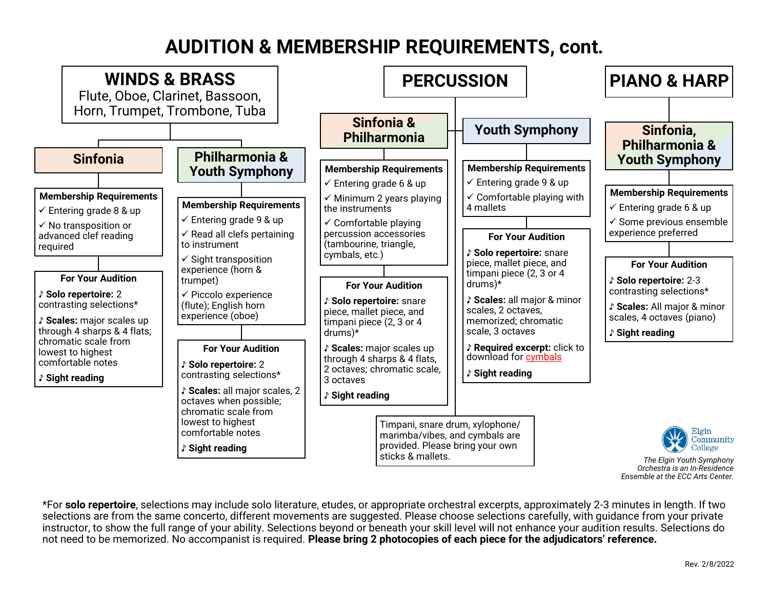# AUDITION & MEMBERSHIP REQUIREMENTS, cont.

## WINDS & BRASS

Flute, Oboe, Clarinet, Bassoon, Horn, Trumpet, Trombone, Tuba

### Sinfonia

**Membership Requirements**

- ✓ Entering grade 8 & up
- ✓ No transposition or advanced clef reading required

**For Your Audition**

- ♪ **Solo repertoire:** 2 contrasting selections*
- ♪ **Scales:** major scales up through 4 sharps & 4 flats; chromatic scale from lowest to highest comfortable notes
- ♪ **Sight reading**

### Philharmonia & Youth Symphony

**Membership Requirements**

- ✓ Entering grade 9 & up
- ✓ Read all clefs pertaining to instrument
- ✓ Sight transposition experience (horn & trumpet)
- ✓ Piccolo experience (flute); English horn experience (oboe)

**For Your Audition**

- ♪ **Solo repertoire:** 2 contrasting selections*
- ♪ **Scales:** all major scales, 2 octaves when possible; chromatic scale from lowest to highest comfortable notes
- ♪ **Sight reading**

## PERCUSSION

### Sinfonia & Philharmonia

**Membership Requirements**

- ✓ Entering grade 6 & up
- ✓ Minimum 2 years playing the instruments
- ✓ Comfortable playing percussion accessories (tambourine, triangle, cymbals, etc.)

**For Your Audition**

- ♪ **Solo repertoire:** snare piece, mallet piece, and timpani piece (2, 3 or 4 drums)*
- ♪ **Scales:** major scales up through 4 sharps & 4 flats, 2 octaves; chromatic scale, 3 octaves
- ♪ **Sight reading**

### Youth Symphony

**Membership Requirements**

- ✓ Entering grade 9 & up
- ✓ Comfortable playing with 4 mallets

**For Your Audition**

- ♪ **Solo repertoire:** snare piece, mallet piece, and timpani piece (2, 3 or 4 drums)*
- ♪ **Scales:** all major & minor scales, 2 octaves, memorized; chromatic scale, 3 octaves
- ♪ **Required excerpt:** click to download for cymbals
- ♪ **Sight reading**

Timpani, snare drum, xylophone/marimba/vibes, and cymbals are provided. Please bring your own sticks & mallets.

## PIANO & HARP

### Sinfonia, Philharmonia & Youth Symphony

**Membership Requirements**

- ✓ Entering grade 6 & up
- ✓ Some previous ensemble experience preferred

**For Your Audition**

- ♪ **Solo repertoire:** 2-3 contrasting selections*
- ♪ **Scales:** All major & minor scales, 4 octaves (piano)
- ♪ **Sight reading**

Elgin Community College

*The Elgin Youth Symphony Orchestra is an In-Residence Ensemble at the ECC Arts Center.*

*For **solo repertoire**, selections may include solo literature, etudes, or appropriate orchestral excerpts, approximately 2-3 minutes in length. If two selections are from the same concerto, different movements are suggested. Please choose selections carefully, with guidance from your private instructor, to show the full range of your ability. Selections beyond or beneath your skill level will not enhance your audition results. Selections do not need to be memorized. No accompanist is required. **Please bring 2 photocopies of each piece for the adjudicators' reference.**

Rev. 2/8/2022